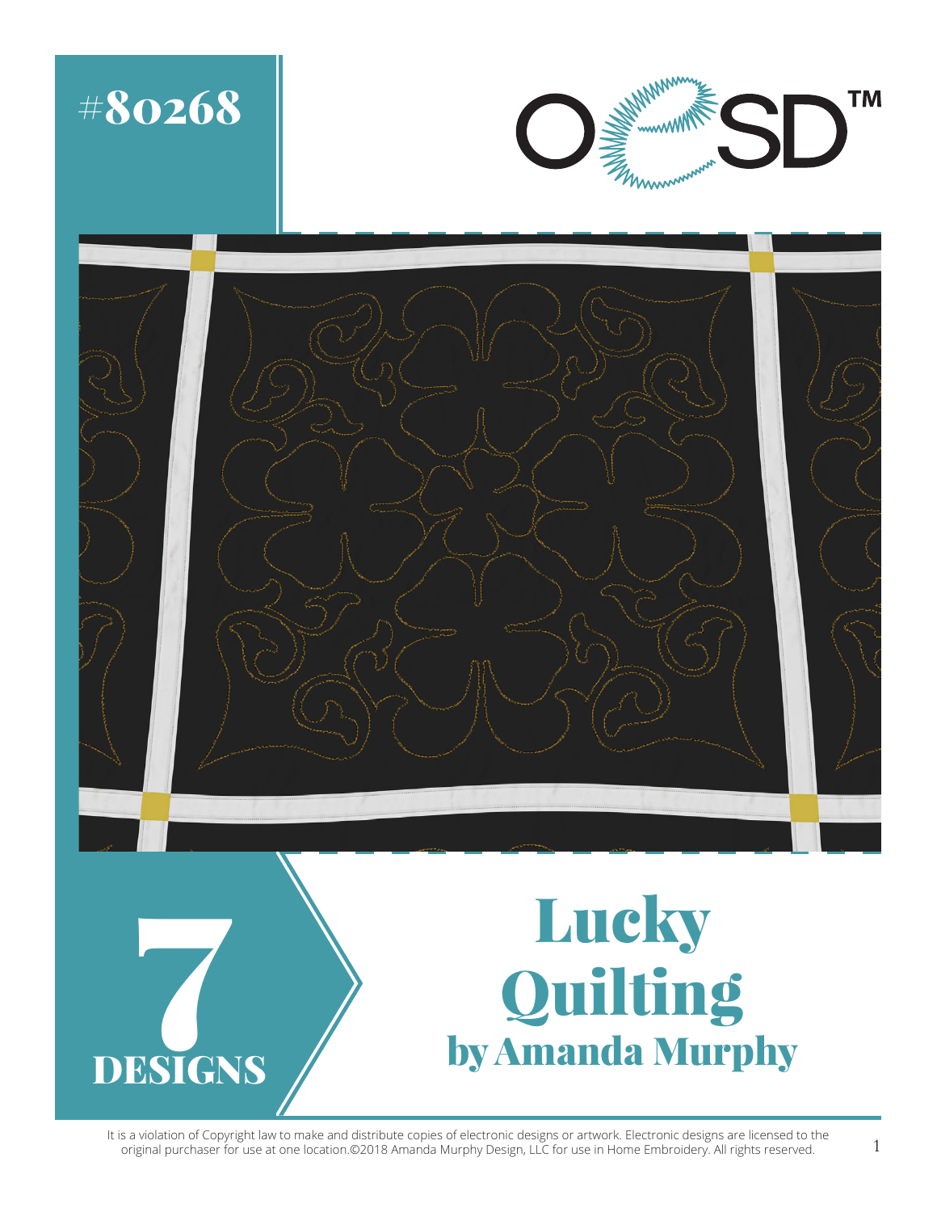#80268

OESD™

7 DESIGNS

# Lucky Quilting

## by Amanda Murphy

It is a violation of Copyright law to make and distribute copies of electronic designs or artwork. Electronic designs are licensed to the original purchaser for use at one location.©2018 Amanda Murphy Design, LLC for use in Home Embroidery. All rights reserved.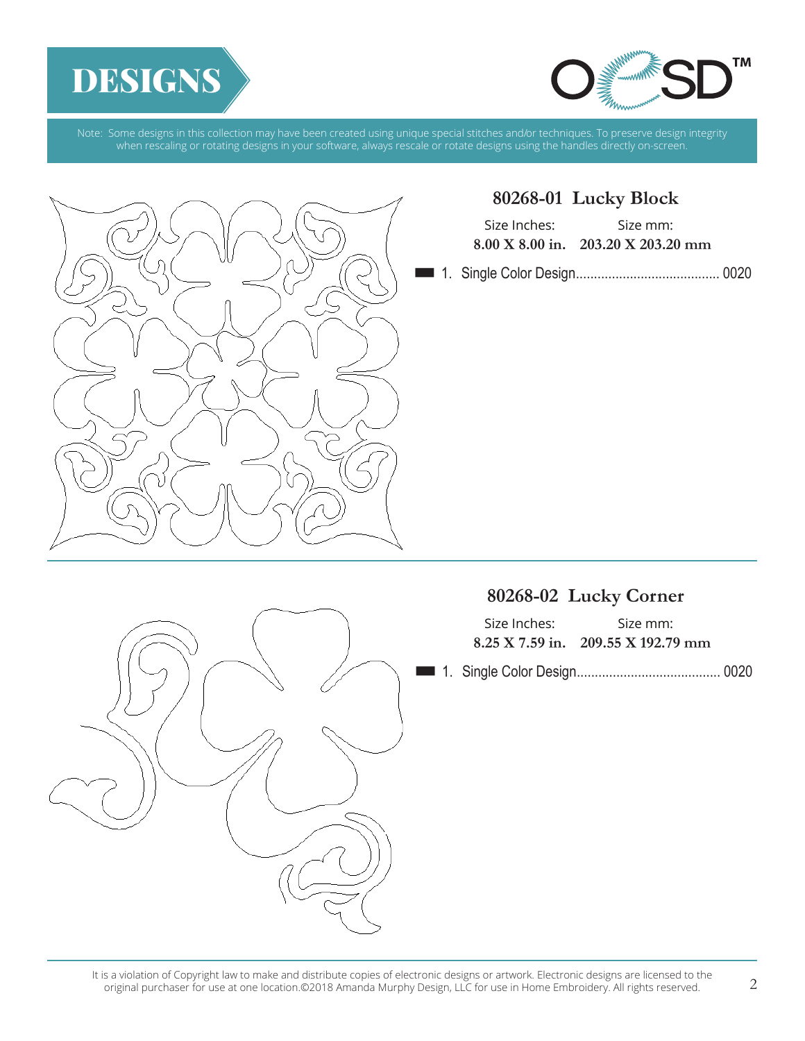# DESIGNS

Note: Some designs in this collection may have been created using unique special stitches and/or techniques. To preserve design integrity when rescaling or rotating designs in your software, always rescale or rotate designs using the handles directly on-screen.

## 80268-01 Lucky Block

| Size Inches: | Size mm: |
| --- | --- |
| **8.00 X 8.00 in.** | **203.20 X 203.20 mm** |

1. Single Color Design........................................ 0020

## 80268-02 Lucky Corner

| Size Inches: | Size mm: |
| --- | --- |
| **8.25 X 7.59 in.** | **209.55 X 192.79 mm** |

1. Single Color Design........................................ 0020

It is a violation of Copyright law to make and distribute copies of electronic designs or artwork. Electronic designs are licensed to the original purchaser for use at one location.©2018 Amanda Murphy Design, LLC for use in Home Embroidery. All rights reserved.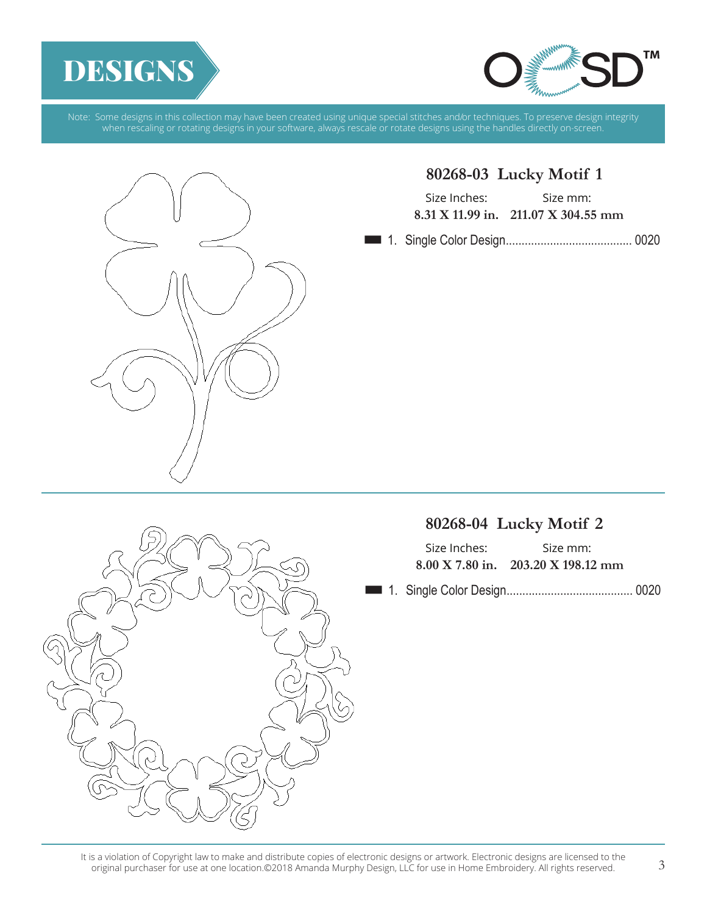# DESIGNS

Note: Some designs in this collection may have been created using unique special stitches and/or techniques. To preserve design integrity when rescaling or rotating designs in your software, always rescale or rotate designs using the handles directly on-screen.

## 80268-03 Lucky Motif 1

| Size Inches: | Size mm: |
| --- | --- |
| **8.31 X 11.99 in.** | **211.07 X 304.55 mm** |

1. Single Color Design........................................ 0020

## 80268-04 Lucky Motif 2

| Size Inches: | Size mm: |
| --- | --- |
| **8.00 X 7.80 in.** | **203.20 X 198.12 mm** |

1. Single Color Design........................................ 0020

It is a violation of Copyright law to make and distribute copies of electronic designs or artwork. Electronic designs are licensed to the original purchaser for use at one location.©2018 Amanda Murphy Design, LLC for use in Home Embroidery. All rights reserved.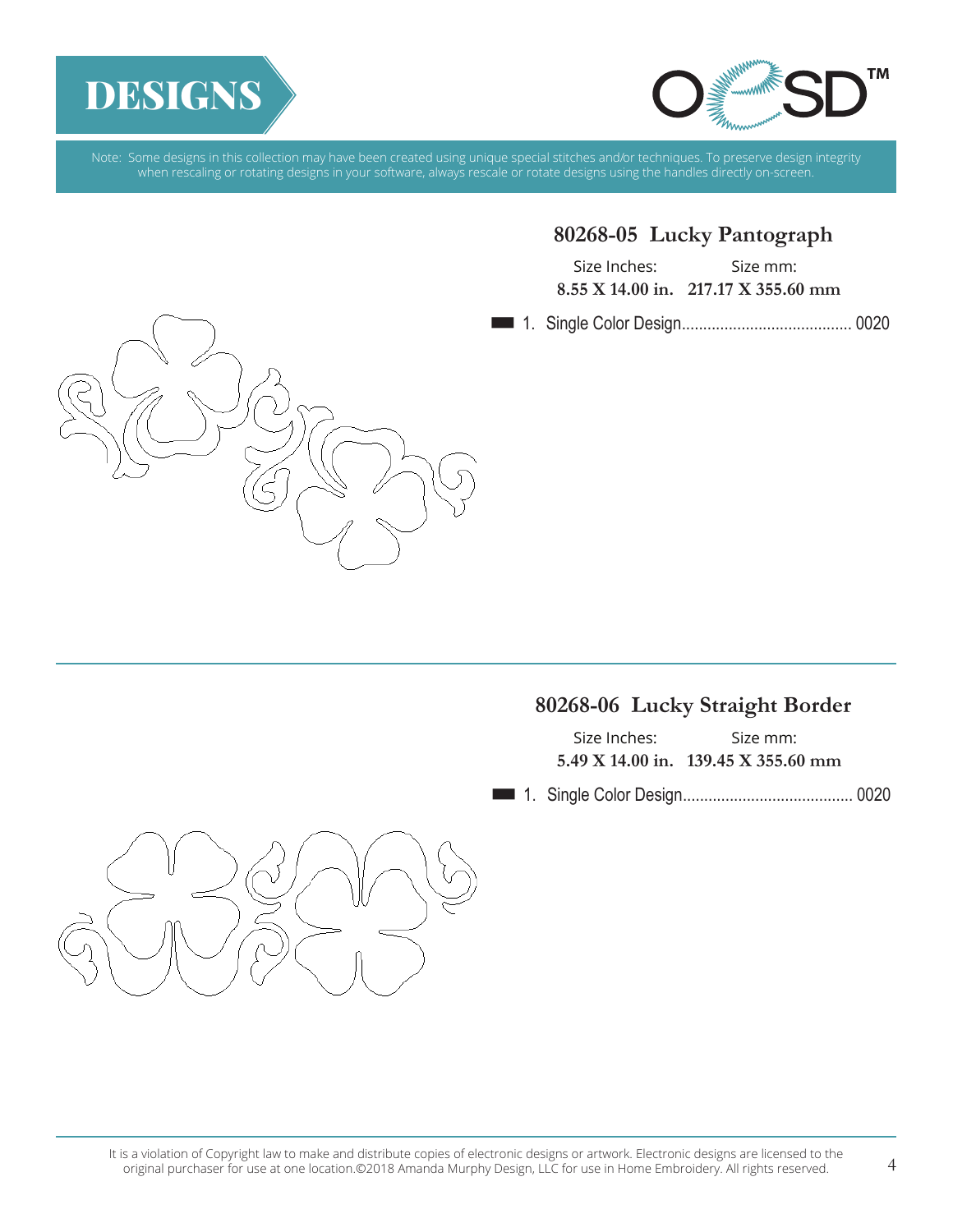# DESIGNS

Note: Some designs in this collection may have been created using unique special stitches and/or techniques. To preserve design integrity when rescaling or rotating designs in your software, always rescale or rotate designs using the handles directly on-screen.

## 80268-05 Lucky Pantograph

| Size Inches: | Size mm: |
| --- | --- |
| **8.55 X 14.00 in.** | **217.17 X 355.60 mm** |

1. Single Color Design........................................ 0020

## 80268-06 Lucky Straight Border

| Size Inches: | Size mm: |
| --- | --- |
| **5.49 X 14.00 in.** | **139.45 X 355.60 mm** |

1. Single Color Design........................................ 0020

It is a violation of Copyright law to make and distribute copies of electronic designs or artwork. Electronic designs are licensed to the original purchaser for use at one location.©2018 Amanda Murphy Design, LLC for use in Home Embroidery. All rights reserved.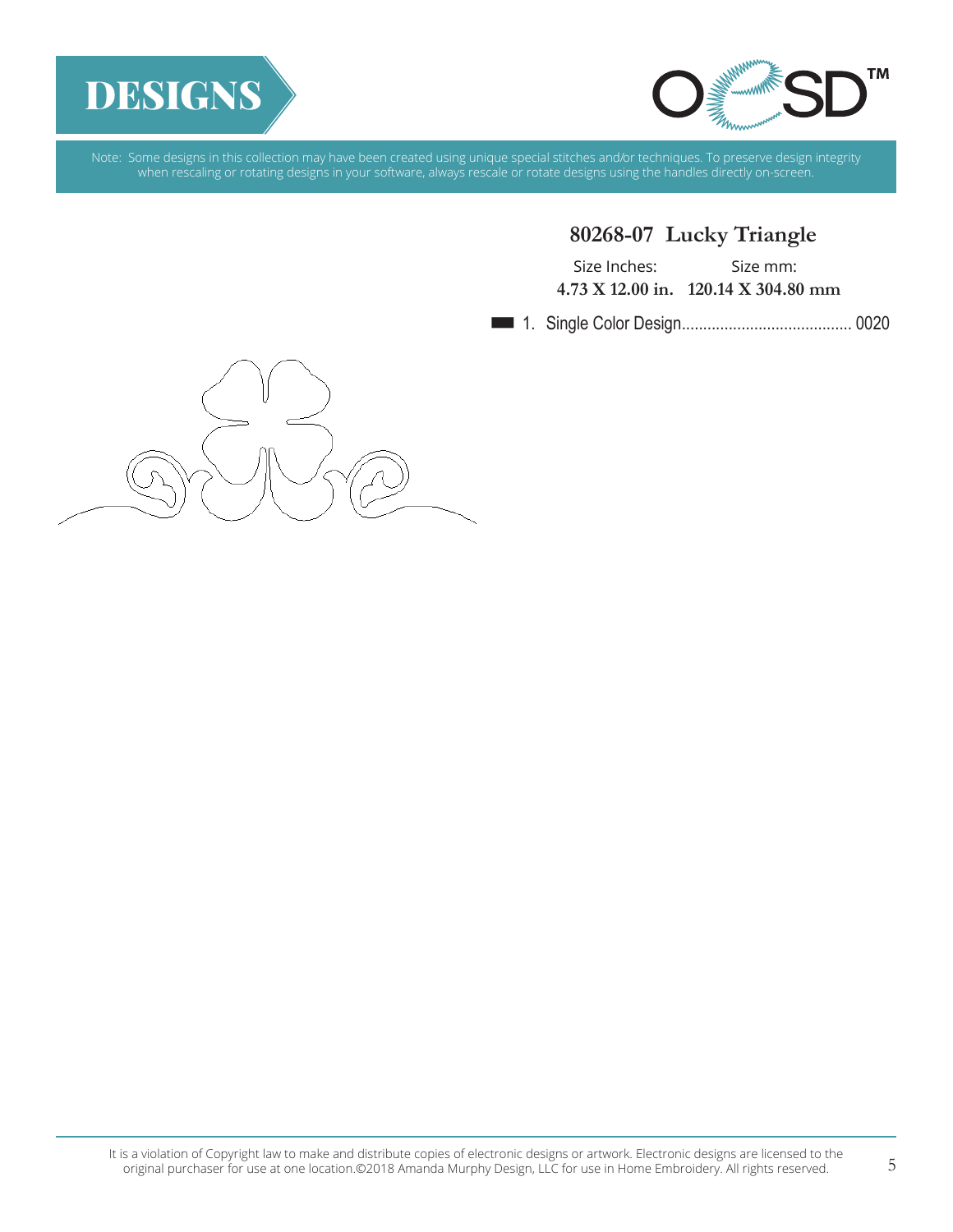# DESIGNS

Note: Some designs in this collection may have been created using unique special stitches and/or techniques. To preserve design integrity when rescaling or rotating designs in your software, always rescale or rotate designs using the handles directly on-screen.

## 80268-07 Lucky Triangle

| Size Inches: | Size mm: |
| --- | --- |
| **4.73 X 12.00 in.** | **120.14 X 304.80 mm** |

1. Single Color Design........................................ 0020

It is a violation of Copyright law to make and distribute copies of electronic designs or artwork. Electronic designs are licensed to the original purchaser for use at one location.©2018 Amanda Murphy Design, LLC for use in Home Embroidery. All rights reserved.